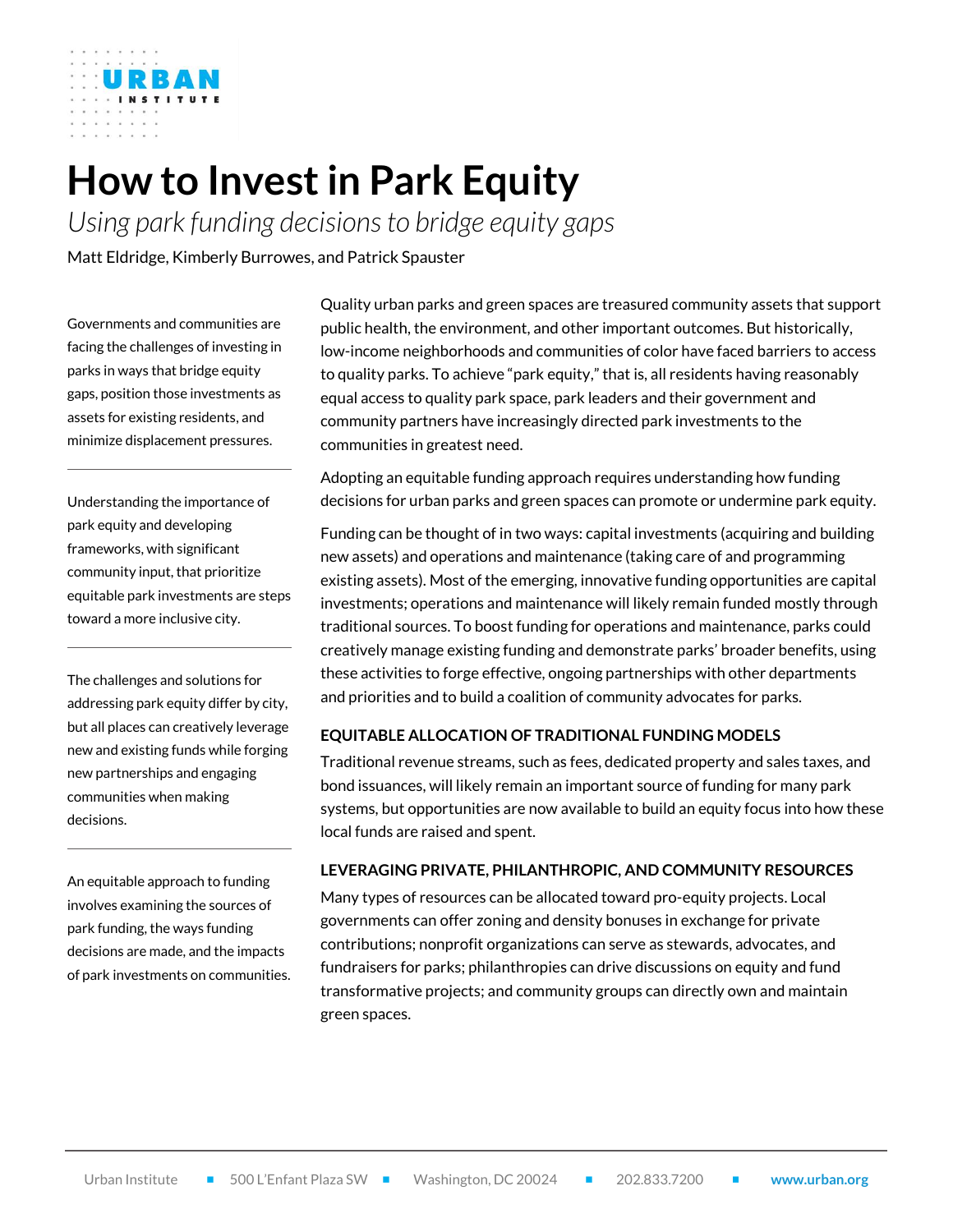# How to Invest in Park Equity

*Using park funding decisions to bridge equity gaps*

Matt Eldridge, Kimberly Burrowes, and Patrick Spauster

Governments and communities are facing the challenges of investing in parks in ways that bridge equity gaps, position those investments as assets for existing residents, and minimize displacement pressures.

Understanding the importance of park equity and developing frameworks, with significant community input, that prioritize equitable park investments are steps toward a more inclusive city.

The challenges and solutions for addressing park equity differ by city, but all places can creatively leverage new and existing funds while forging new partnerships and engaging communities when making decisions.

An equitable approach to funding involves examining the sources of park funding, the ways funding decisions are made, and the impacts of park investments on communities.

Quality urban parks and green spaces are treasured community assets that support public health, the environment, and other important outcomes. But historically, low-income neighborhoods and communities of color have faced barriers to access to quality parks. To achieve "park equity," that is, all residents having reasonably equal access to quality park space, park leaders and their government and community partners have increasingly directed park investments to the communities in greatest need.

Adopting an equitable funding approach requires understanding how funding decisions for urban parks and green spaces can promote or undermine park equity.

Funding can be thought of in two ways: capital investments (acquiring and building new assets) and operations and maintenance (taking care of and programming existing assets). Most of the emerging, innovative funding opportunities are capital investments; operations and maintenance will likely remain funded mostly through traditional sources. To boost funding for operations and maintenance, parks could creatively manage existing funding and demonstrate parks' broader benefits, using these activities to forge effective, ongoing partnerships with other departments and priorities and to build a coalition of community advocates for parks.

### EQUITABLE ALLOCATION OF TRADITIONAL FUNDING MODELS

Traditional revenue streams, such as fees, dedicated property and sales taxes, and bond issuances, will likely remain an important source of funding for many park systems, but opportunities are now available to build an equity focus into how these local funds are raised and spent.

### LEVERAGING PRIVATE, PHILANTHROPIC, AND COMMUNITY RESOURCES

Many types of resources can be allocated toward pro-equity projects. Local governments can offer zoning and density bonuses in exchange for private contributions; nonprofit organizations can serve as stewards, advocates, and fundraisers for parks; philanthropies can drive discussions on equity and fund transformative projects; and community groups can directly own and maintain green spaces.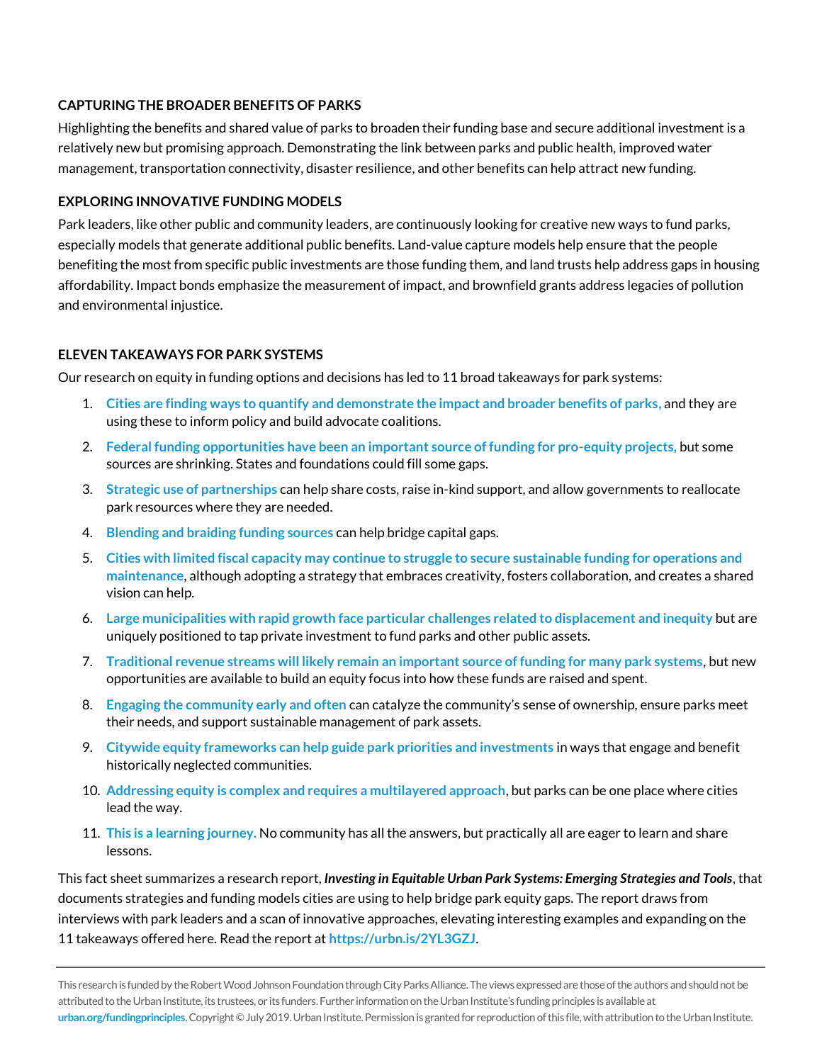### CAPTURING THE BROADER BENEFITS OF PARKS

Highlighting the benefits and shared value of parks to broaden their funding base and secure additional investment is a relatively new but promising approach. Demonstrating the link between parks and public health, improved water management, transportation connectivity, disaster resilience, and other benefits can help attract new funding.

### EXPLORING INNOVATIVE FUNDING MODELS

Park leaders, like other public and community leaders, are continuously looking for creative new ways to fund parks, especially models that generate additional public benefits. Land-value capture models help ensure that the people benefiting the most from specific public investments are those funding them, and land trusts help address gaps in housing affordability. Impact bonds emphasize the measurement of impact, and brownfield grants address legacies of pollution and environmental injustice.

### ELEVEN TAKEAWAYS FOR PARK SYSTEMS

Our research on equity in funding options and decisions has led to 11 broad takeaways for park systems:

1. **Cities are finding ways to quantify and demonstrate the impact and broader benefits of parks,** and they are using these to inform policy and build advocate coalitions.
2. **Federal funding opportunities have been an important source of funding for pro-equity projects,** but some sources are shrinking. States and foundations could fill some gaps.
3. **Strategic use of partnerships** can help share costs, raise in-kind support, and allow governments to reallocate park resources where they are needed.
4. **Blending and braiding funding sources** can help bridge capital gaps.
5. **Cities with limited fiscal capacity may continue to struggle to secure sustainable funding for operations and maintenance**, although adopting a strategy that embraces creativity, fosters collaboration, and creates a shared vision can help.
6. **Large municipalities with rapid growth face particular challenges related to displacement and inequity** but are uniquely positioned to tap private investment to fund parks and other public assets.
7. **Traditional revenue streams will likely remain an important source of funding for many park systems**, but new opportunities are available to build an equity focus into how these funds are raised and spent.
8. **Engaging the community early and often** can catalyze the community's sense of ownership, ensure parks meet their needs, and support sustainable management of park assets.
9. **Citywide equity frameworks can help guide park priorities and investments** in ways that engage and benefit historically neglected communities.
10. **Addressing equity is complex and requires a multilayered approach**, but parks can be one place where cities lead the way.
11. **This is a learning journey.** No community has all the answers, but practically all are eager to learn and share lessons.

This fact sheet summarizes a research report, ***Investing in Equitable Urban Park Systems: Emerging Strategies and Tools***, that documents strategies and funding models cities are using to help bridge park equity gaps. The report draws from interviews with park leaders and a scan of innovative approaches, elevating interesting examples and expanding on the 11 takeaways offered here. Read the report at https://urbn.is/2YL3GZJ.

---

This research is funded by the Robert Wood Johnson Foundation through City Parks Alliance. The views expressed are those of the authors and should not be attributed to the Urban Institute, its trustees, or its funders. Further information on the Urban Institute's funding principles is available at urban.org/fundingprinciples. Copyright © July 2019. Urban Institute. Permission is granted for reproduction of this file, with attribution to the Urban Institute.